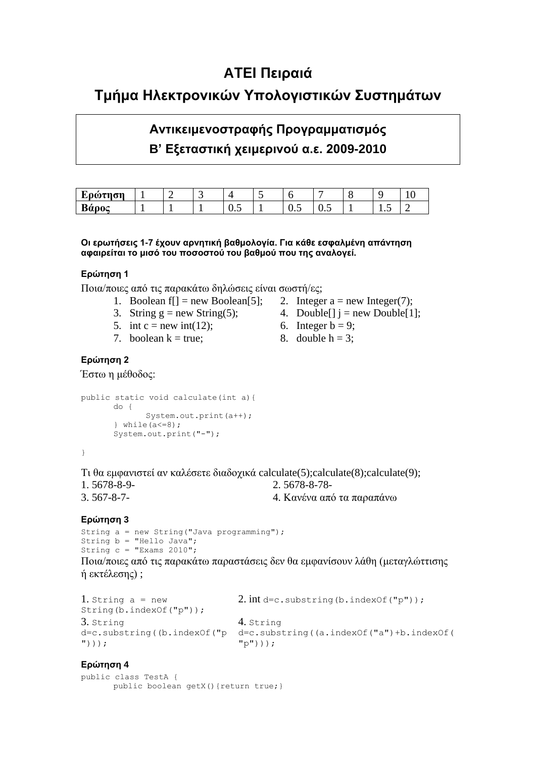# ΑΤΕΙ Πειραιά

## Τμήμα Ηλεκτρονικών Υπολογιστικών Συστημάτων

### Αντικειμενοστραφής Προγραμματισμός
### Β’ Εξεταστική χειμερινού α.ε. 2009-2010

| Ερώτηση | 1 | 2 | 3 | 4 | 5 | 6 | 7 | 8 | 9 | 10 |
|---|---|---|---|---|---|---|---|---|---|---|
| Βάρος | 1 | 1 | 1 | 0.5 | 1 | 0.5 | 0.5 | 1 | 1.5 | 2 |

**Οι ερωτήσεις 1-7 έχουν αρνητική βαθμολογία. Για κάθε εσφαλμένη απάντηση αφαιρείται το μισό του ποσοστού του βαθμού που της αναλογεί.**

#### Ερώτηση 1

Ποια/ποιες από τις παρακάτω δηλώσεις είναι σωστή/ες;

1. Boolean f[] = new Boolean[5];
2. Integer a = new Integer(7);
3. String g = new String(5);
4. Double[] j = new Double[1];
5. int c = new int(12);
6. Integer b = 9;
7. boolean k = true;
8. double h = 3;

#### Ερώτηση 2

Έστω η μέθοδος:

```
public static void calculate(int a){
      do {
            System.out.print(a++);
      } while(a<=8);
      System.out.print("-");

}
```

Τι θα εμφανιστεί αν καλέσετε διαδοχικά calculate(5);calculate(8);calculate(9);

1. 5678-8-9-
2. 5678-8-78-
3. 567-8-7-
4. Κανένα από τα παραπάνω

#### Ερώτηση 3

```
String a = new String("Java programming");
String b = "Hello Java";
String c = "Exams 2010";
```

Ποια/ποιες από τις παρακάτω παραστάσεις δεν θα εμφανίσουν λάθη (μεταγλώττισης ή εκτέλεσης) ;

1. `String a = new String(b.indexOf("p"));`
2. int `d=c.substring(b.indexOf("p"));`
3. `String d=c.substring((b.indexOf("p")));`
4. `String d=c.substring((a.indexOf("a")+b.indexOf("p")));`

#### Ερώτηση 4

```
public class TestA {
      public boolean getX(){return true;}
```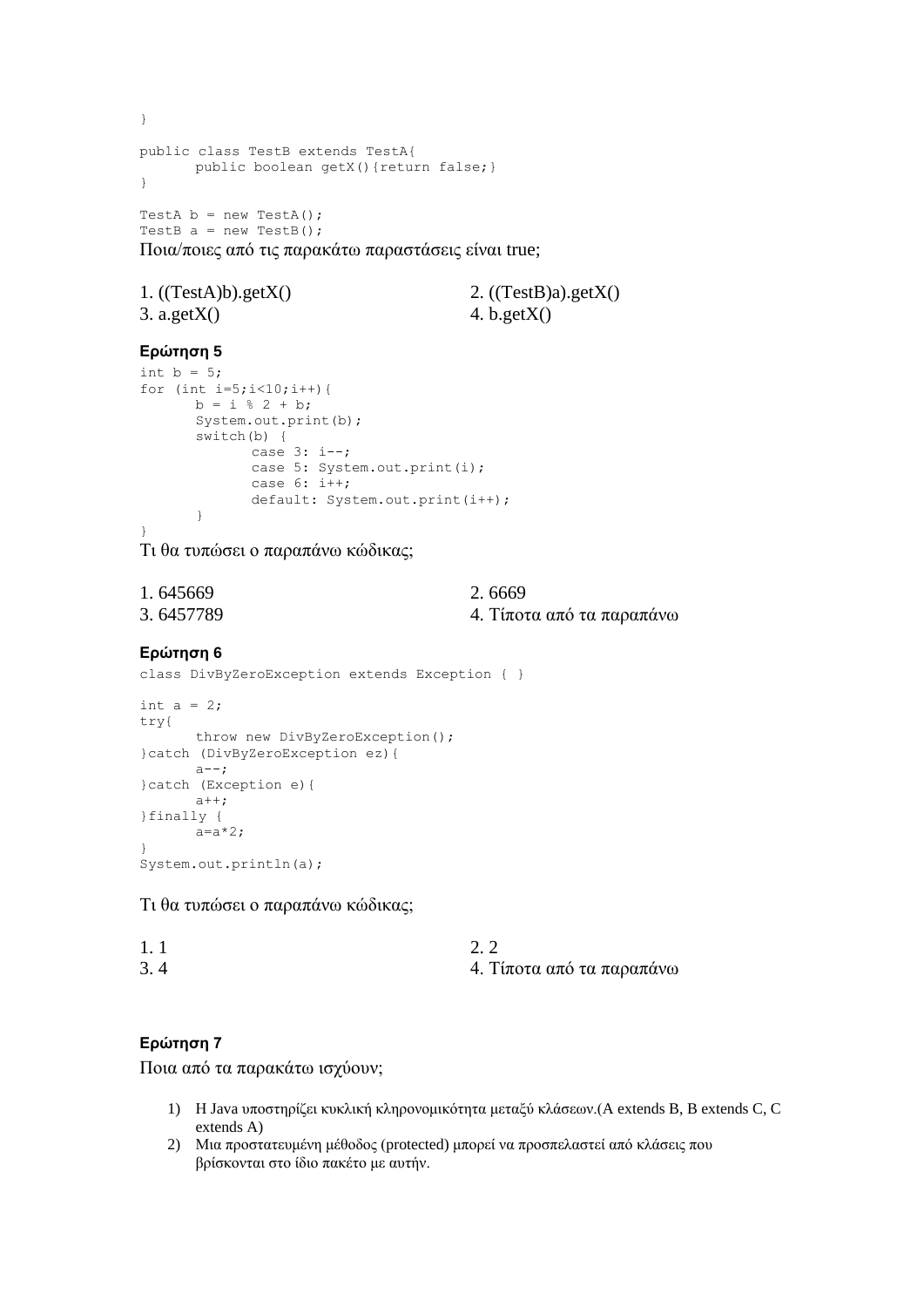```
}

public class TestB extends TestA{
      public boolean getX(){return false;}
}

TestA b = new TestA();
TestB a = new TestB();
```

Ποια/ποιες από τις παρακάτω παραστάσεις είναι true;

1. ((TestA)b).getX()
2. ((TestB)a).getX()
3. a.getX()
4. b.getX()

**Ερώτηση 5**

```
int b = 5;
for (int i=5;i<10;i++){
      b = i % 2 + b;
      System.out.print(b);
      switch(b) {
            case 3: i--;
            case 5: System.out.print(i);
            case 6: i++;
            default: System.out.print(i++);
      }
}
```

Τι θα τυπώσει ο παραπάνω κώδικας;

1. 645669
2. 6669
3. 6457789
4. Τίποτα από τα παραπάνω

**Ερώτηση 6**

```
class DivByZeroException extends Exception { }

int a = 2;
try{
      throw new DivByZeroException();
}catch (DivByZeroException ez){
      a--;
}catch (Exception e){
      a++;
}finally {
      a=a*2;
}
System.out.println(a);
```

Τι θα τυπώσει ο παραπάνω κώδικας;

1. 1
2. 2
3. 4
4. Τίποτα από τα παραπάνω

**Ερώτηση 7**

Ποια από τα παρακάτω ισχύουν;

1) Η Java υποστηρίζει κυκλική κληρονομικότητα μεταξύ κλάσεων.(A extends B, B extends C, C extends A)
2) Μια προστατευμένη μέθοδος (protected) μπορεί να προσπελαστεί από κλάσεις που βρίσκονται στο ίδιο πακέτο με αυτήν.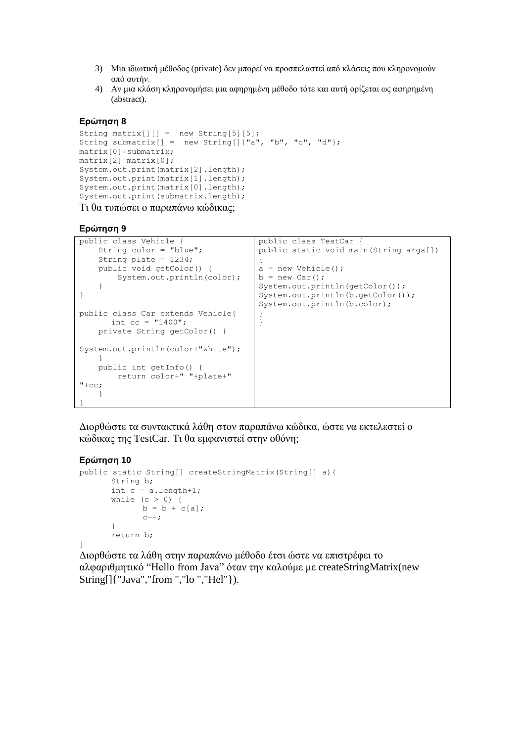3) Μια ιδιωτική μέθοδος (private) δεν μπορεί να προσπελαστεί από κλάσεις που κληρονομούν από αυτήν.
4) Αν μια κλάση κληρονομήσει μια αφηρημένη μέθοδο τότε και αυτή ορίζεται ως αφηρημένη (abstract).

### Ερώτηση 8

```
String matrix[][] =  new String[5][5];
String submatrix[] =  new String[]{"a", "b", "c", "d"};
matrix[0]=submatrix;
matrix[2]=matrix[0];
System.out.print(matrix[2].length);
System.out.print(matrix[1].length);
System.out.print(matrix[0].length);
System.out.print(submatrix.length);
```

Τι θα τυπώσει ο παραπάνω κώδικας;

### Ερώτηση 9

```
public class Vehicle {
    String color = "blue";
    String plate = 1234;
    public void getColor() {
        System.out.println(color);
    }
}

public class Car extends Vehicle{
      int cc = "1400";
    private String getColor() {

System.out.println(color+"white");
    }
    public int getInfo() {
        return color+" "+plate+"
"+cc;
    }
}
```

```
public class TestCar {
public static void main(String args[])
{
a = new Vehicle();
b = new Car();
System.out.println(getColor());
System.out.println(b.getColor());
System.out.println(b.color);
}
}
```

Διορθώστε τα συντακτικά λάθη στον παραπάνω κώδικα, ώστε να εκτελεστεί ο κώδικας της TestCar. Τι θα εμφανιστεί στην οθόνη;

### Ερώτηση 10

```
public static String[] createStringMatrix(String[] a){
      String b;
      int c = a.length+1;
      while (c > 0) {
            b = b + c[a];
            c--;
      }
      return b;
}
```

Διορθώστε τα λάθη στην παραπάνω μέθοδο έτσι ώστε να επιστρέφει το αλφαριθμητικό “Hello from Java” όταν την καλούμε με createStringMatrix(new String[]{"Java","from ","lo ","Hel"}).